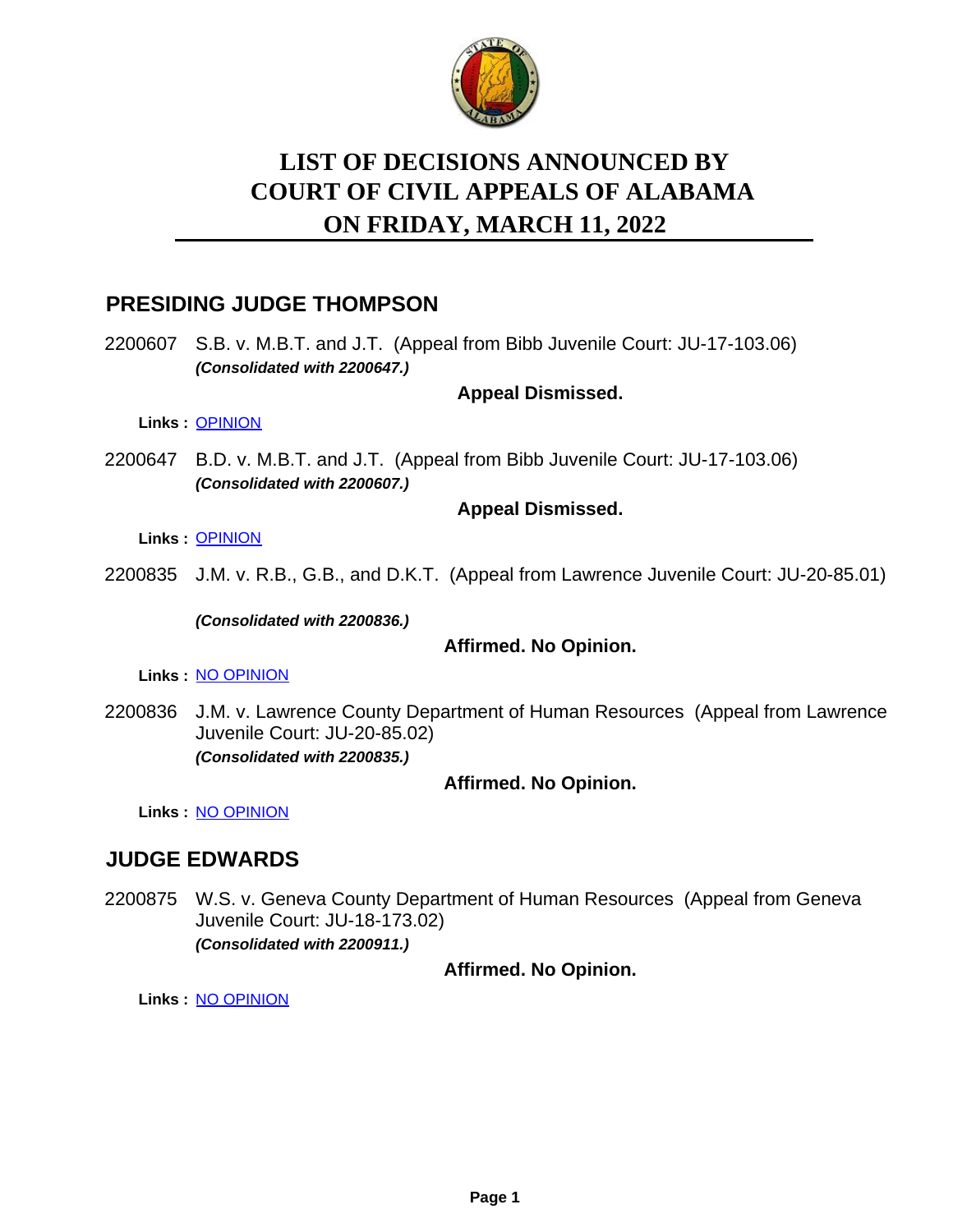# LIST OF DECISIONS ANNOUNCED BY COURT OF CIVIL APPEALS OF ALABAMA ON FRIDAY, MARCH 11, 2022

## PRESIDING JUDGE THOMPSON

2200607 S.B. v. M.B.T. and J.T. (Appeal from Bibb Juvenile Court: JU-17-103.06)
***(Consolidated with 2200647.)***

**Appeal Dismissed.**

**Links :** OPINION

2200647 B.D. v. M.B.T. and J.T. (Appeal from Bibb Juvenile Court: JU-17-103.06)
***(Consolidated with 2200607.)***

**Appeal Dismissed.**

**Links :** OPINION

2200835 J.M. v. R.B., G.B., and D.K.T. (Appeal from Lawrence Juvenile Court: JU-20-85.01)

***(Consolidated with 2200836.)***

**Affirmed. No Opinion.**

**Links :** NO OPINION

2200836 J.M. v. Lawrence County Department of Human Resources (Appeal from Lawrence Juvenile Court: JU-20-85.02)
***(Consolidated with 2200835.)***

**Affirmed. No Opinion.**

**Links :** NO OPINION

## JUDGE EDWARDS

2200875 W.S. v. Geneva County Department of Human Resources (Appeal from Geneva Juvenile Court: JU-18-173.02)
***(Consolidated with 2200911.)***

**Affirmed. No Opinion.**

**Links :** NO OPINION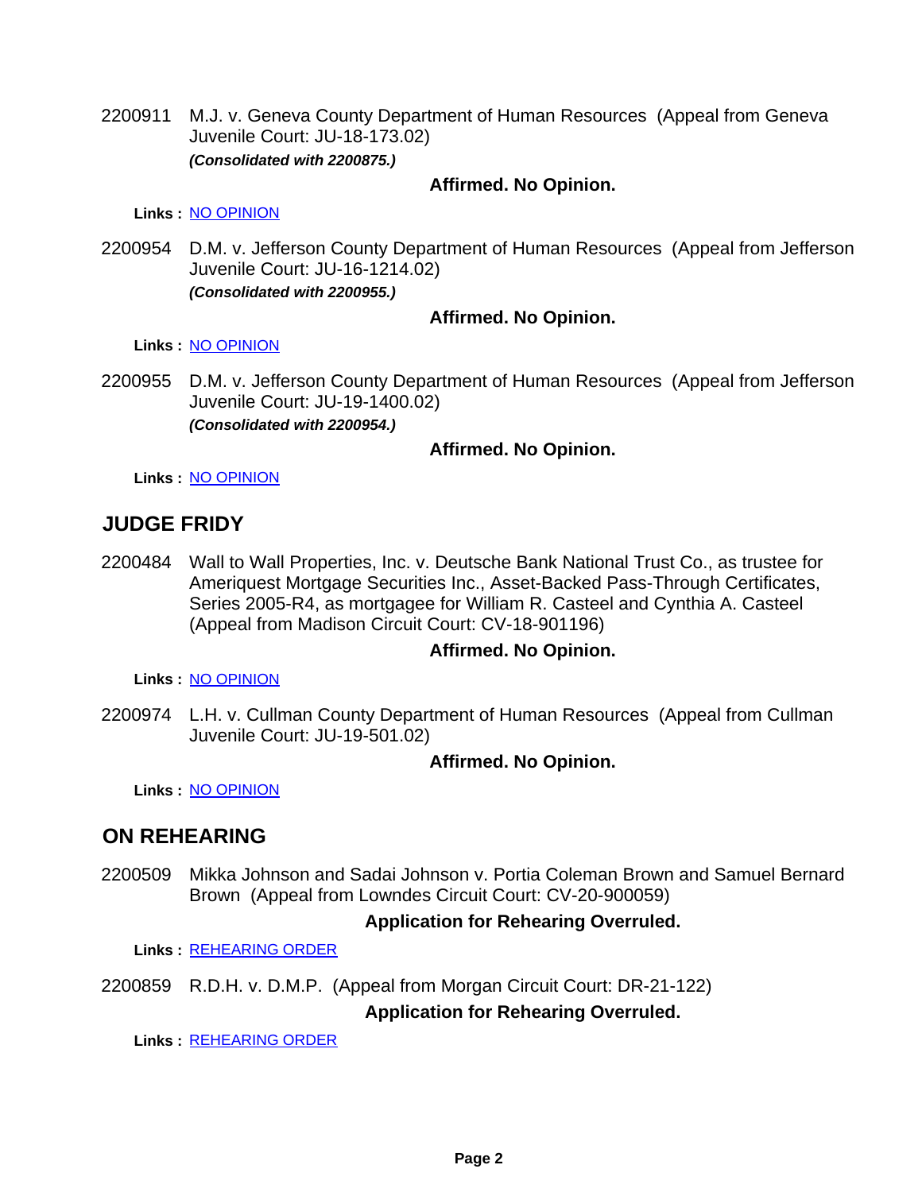2200911 M.J. v. Geneva County Department of Human Resources (Appeal from Geneva Juvenile Court: JU-18-173.02)
***(Consolidated with 2200875.)***

**Affirmed. No Opinion.**

**Links :** NO OPINION

2200954 D.M. v. Jefferson County Department of Human Resources (Appeal from Jefferson Juvenile Court: JU-16-1214.02)
***(Consolidated with 2200955.)***

**Affirmed. No Opinion.**

**Links :** NO OPINION

2200955 D.M. v. Jefferson County Department of Human Resources (Appeal from Jefferson Juvenile Court: JU-19-1400.02)
***(Consolidated with 2200954.)***

**Affirmed. No Opinion.**

**Links :** NO OPINION

## JUDGE FRIDY

2200484 Wall to Wall Properties, Inc. v. Deutsche Bank National Trust Co., as trustee for Ameriquest Mortgage Securities Inc., Asset-Backed Pass-Through Certificates, Series 2005-R4, as mortgagee for William R. Casteel and Cynthia A. Casteel (Appeal from Madison Circuit Court: CV-18-901196)

**Affirmed. No Opinion.**

**Links :** NO OPINION

2200974 L.H. v. Cullman County Department of Human Resources (Appeal from Cullman Juvenile Court: JU-19-501.02)

**Affirmed. No Opinion.**

**Links :** NO OPINION

## ON REHEARING

2200509 Mikka Johnson and Sadai Johnson v. Portia Coleman Brown and Samuel Bernard Brown (Appeal from Lowndes Circuit Court: CV-20-900059)

**Application for Rehearing Overruled.**

**Links :** REHEARING ORDER

2200859 R.D.H. v. D.M.P. (Appeal from Morgan Circuit Court: DR-21-122)

**Application for Rehearing Overruled.**

**Links :** REHEARING ORDER